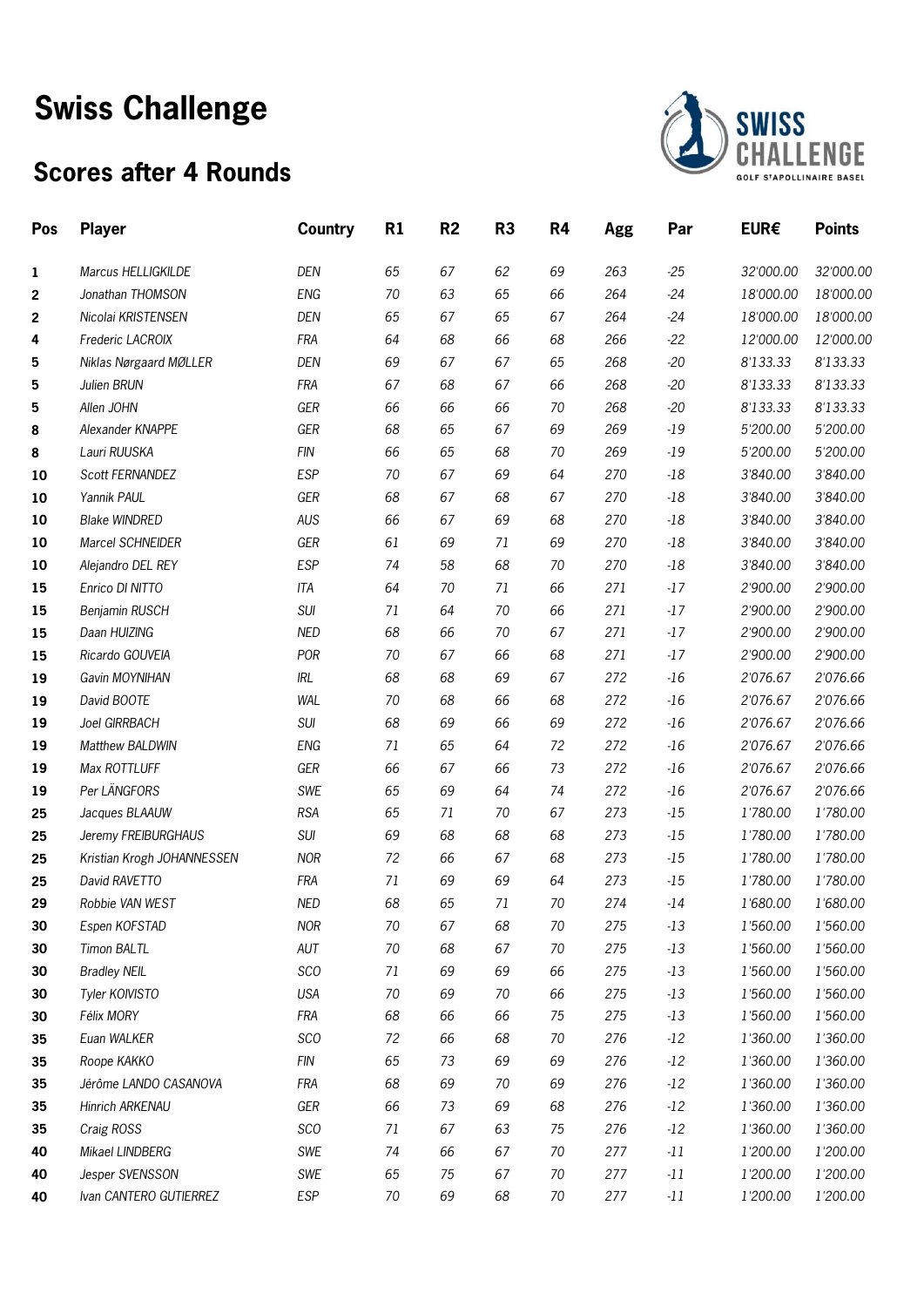# Swiss Challenge

## Scores after 4 Rounds

| Pos | Player | Country | R1 | R2 | R3 | R4 | Agg | Par | EUR€ | Points |
|---|---|---|---|---|---|---|---|---|---|---|
| 1 | Marcus HELLIGKILDE | DEN | 65 | 67 | 62 | 69 | 263 | -25 | 32'000.00 | 32'000.00 |
| 2 | Jonathan THOMSON | ENG | 70 | 63 | 65 | 66 | 264 | -24 | 18'000.00 | 18'000.00 |
| 2 | Nicolai KRISTENSEN | DEN | 65 | 67 | 65 | 67 | 264 | -24 | 18'000.00 | 18'000.00 |
| 4 | Frederic LACROIX | FRA | 64 | 68 | 66 | 68 | 266 | -22 | 12'000.00 | 12'000.00 |
| 5 | Niklas Nørgaard MØLLER | DEN | 69 | 67 | 67 | 65 | 268 | -20 | 8'133.33 | 8'133.33 |
| 5 | Julien BRUN | FRA | 67 | 68 | 67 | 66 | 268 | -20 | 8'133.33 | 8'133.33 |
| 5 | Allen JOHN | GER | 66 | 66 | 66 | 70 | 268 | -20 | 8'133.33 | 8'133.33 |
| 8 | Alexander KNAPPE | GER | 68 | 65 | 67 | 69 | 269 | -19 | 5'200.00 | 5'200.00 |
| 8 | Lauri RUUSKA | FIN | 66 | 65 | 68 | 70 | 269 | -19 | 5'200.00 | 5'200.00 |
| 10 | Scott FERNANDEZ | ESP | 70 | 67 | 69 | 64 | 270 | -18 | 3'840.00 | 3'840.00 |
| 10 | Yannik PAUL | GER | 68 | 67 | 68 | 67 | 270 | -18 | 3'840.00 | 3'840.00 |
| 10 | Blake WINDRED | AUS | 66 | 67 | 69 | 68 | 270 | -18 | 3'840.00 | 3'840.00 |
| 10 | Marcel SCHNEIDER | GER | 61 | 69 | 71 | 69 | 270 | -18 | 3'840.00 | 3'840.00 |
| 10 | Alejandro DEL REY | ESP | 74 | 58 | 68 | 70 | 270 | -18 | 3'840.00 | 3'840.00 |
| 15 | Enrico DI NITTO | ITA | 64 | 70 | 71 | 66 | 271 | -17 | 2'900.00 | 2'900.00 |
| 15 | Benjamin RUSCH | SUI | 71 | 64 | 70 | 66 | 271 | -17 | 2'900.00 | 2'900.00 |
| 15 | Daan HUIZING | NED | 68 | 66 | 70 | 67 | 271 | -17 | 2'900.00 | 2'900.00 |
| 15 | Ricardo GOUVEIA | POR | 70 | 67 | 66 | 68 | 271 | -17 | 2'900.00 | 2'900.00 |
| 19 | Gavin MOYNIHAN | IRL | 68 | 68 | 69 | 67 | 272 | -16 | 2'076.67 | 2'076.66 |
| 19 | David BOOTE | WAL | 70 | 68 | 66 | 68 | 272 | -16 | 2'076.67 | 2'076.66 |
| 19 | Joel GIRRBACH | SUI | 68 | 69 | 66 | 69 | 272 | -16 | 2'076.67 | 2'076.66 |
| 19 | Matthew BALDWIN | ENG | 71 | 65 | 64 | 72 | 272 | -16 | 2'076.67 | 2'076.66 |
| 19 | Max ROTTLUFF | GER | 66 | 67 | 66 | 73 | 272 | -16 | 2'076.67 | 2'076.66 |
| 19 | Per LÄNGFORS | SWE | 65 | 69 | 64 | 74 | 272 | -16 | 2'076.67 | 2'076.66 |
| 25 | Jacques BLAAUW | RSA | 65 | 71 | 70 | 67 | 273 | -15 | 1'780.00 | 1'780.00 |
| 25 | Jeremy FREIBURGHAUS | SUI | 69 | 68 | 68 | 68 | 273 | -15 | 1'780.00 | 1'780.00 |
| 25 | Kristian Krogh JOHANNESSEN | NOR | 72 | 66 | 67 | 68 | 273 | -15 | 1'780.00 | 1'780.00 |
| 25 | David RAVETTO | FRA | 71 | 69 | 69 | 64 | 273 | -15 | 1'780.00 | 1'780.00 |
| 29 | Robbie VAN WEST | NED | 68 | 65 | 71 | 70 | 274 | -14 | 1'680.00 | 1'680.00 |
| 30 | Espen KOFSTAD | NOR | 70 | 67 | 68 | 70 | 275 | -13 | 1'560.00 | 1'560.00 |
| 30 | Timon BALTL | AUT | 70 | 68 | 67 | 70 | 275 | -13 | 1'560.00 | 1'560.00 |
| 30 | Bradley NEIL | SCO | 71 | 69 | 69 | 66 | 275 | -13 | 1'560.00 | 1'560.00 |
| 30 | Tyler KOIVISTO | USA | 70 | 69 | 70 | 66 | 275 | -13 | 1'560.00 | 1'560.00 |
| 30 | Félix MORY | FRA | 68 | 66 | 66 | 75 | 275 | -13 | 1'560.00 | 1'560.00 |
| 35 | Euan WALKER | SCO | 72 | 66 | 68 | 70 | 276 | -12 | 1'360.00 | 1'360.00 |
| 35 | Roope KAKKO | FIN | 65 | 73 | 69 | 69 | 276 | -12 | 1'360.00 | 1'360.00 |
| 35 | Jérôme LANDO CASANOVA | FRA | 68 | 69 | 70 | 69 | 276 | -12 | 1'360.00 | 1'360.00 |
| 35 | Hinrich ARKENAU | GER | 66 | 73 | 69 | 68 | 276 | -12 | 1'360.00 | 1'360.00 |
| 35 | Craig ROSS | SCO | 71 | 67 | 63 | 75 | 276 | -12 | 1'360.00 | 1'360.00 |
| 40 | Mikael LINDBERG | SWE | 74 | 66 | 67 | 70 | 277 | -11 | 1'200.00 | 1'200.00 |
| 40 | Jesper SVENSSON | SWE | 65 | 75 | 67 | 70 | 277 | -11 | 1'200.00 | 1'200.00 |
| 40 | Ivan CANTERO GUTIERREZ | ESP | 70 | 69 | 68 | 70 | 277 | -11 | 1'200.00 | 1'200.00 |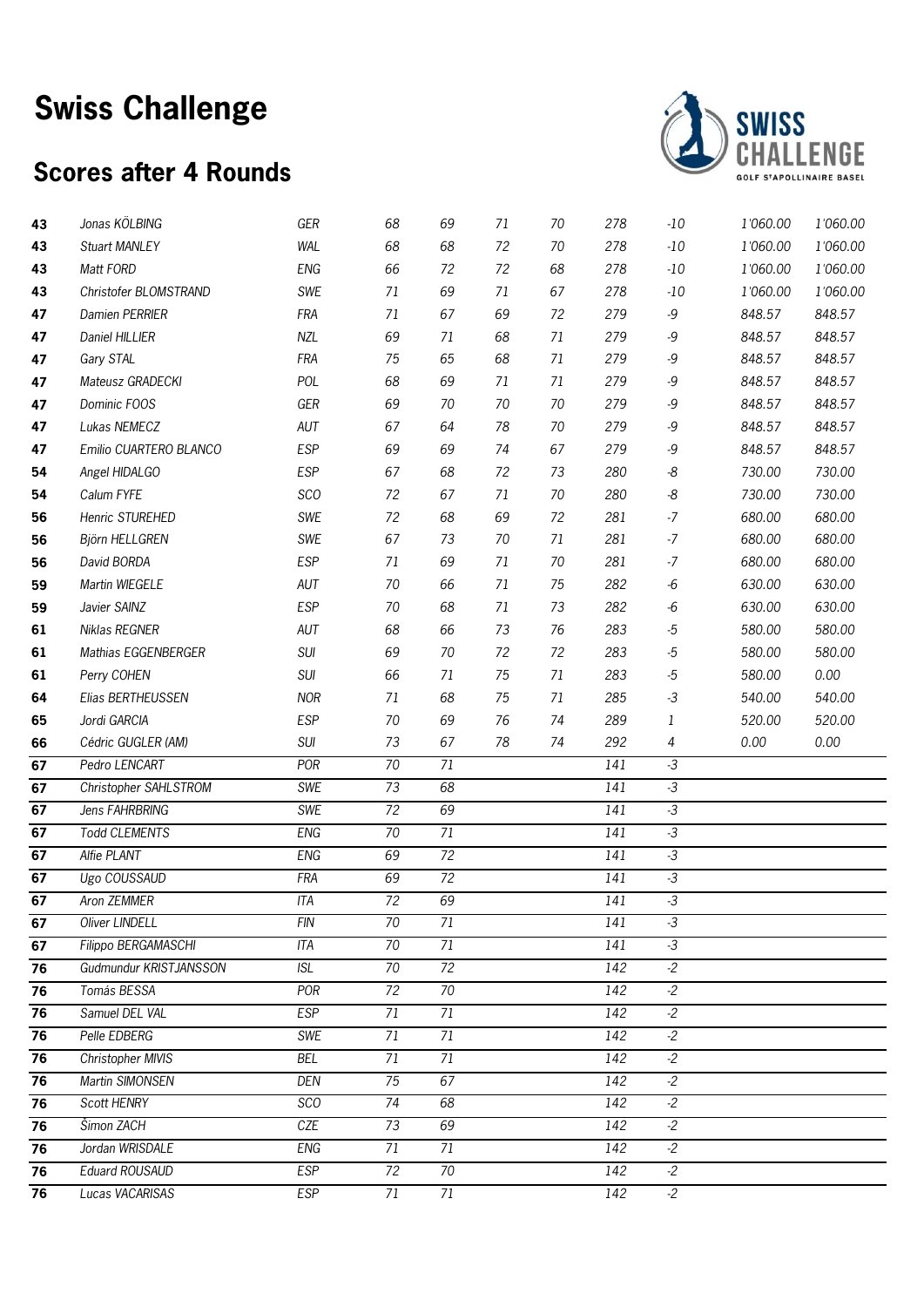# Swiss Challenge

## Scores after 4 Rounds

| | | | | | | | | | | |
|---|---|---|---|---|---|---|---|---|---|---|
| 43 | Jonas KÖLBING | GER | 68 | 69 | 71 | 70 | 278 | -10 | 1'060.00 | 1'060.00 |
| 43 | Stuart MANLEY | WAL | 68 | 68 | 72 | 70 | 278 | -10 | 1'060.00 | 1'060.00 |
| 43 | Matt FORD | ENG | 66 | 72 | 72 | 68 | 278 | -10 | 1'060.00 | 1'060.00 |
| 43 | Christofer BLOMSTRAND | SWE | 71 | 69 | 71 | 67 | 278 | -10 | 1'060.00 | 1'060.00 |
| 47 | Damien PERRIER | FRA | 71 | 67 | 69 | 72 | 279 | -9 | 848.57 | 848.57 |
| 47 | Daniel HILLIER | NZL | 69 | 71 | 68 | 71 | 279 | -9 | 848.57 | 848.57 |
| 47 | Gary STAL | FRA | 75 | 65 | 68 | 71 | 279 | -9 | 848.57 | 848.57 |
| 47 | Mateusz GRADECKI | POL | 68 | 69 | 71 | 71 | 279 | -9 | 848.57 | 848.57 |
| 47 | Dominic FOOS | GER | 69 | 70 | 70 | 70 | 279 | -9 | 848.57 | 848.57 |
| 47 | Lukas NEMECZ | AUT | 67 | 64 | 78 | 70 | 279 | -9 | 848.57 | 848.57 |
| 47 | Emilio CUARTERO BLANCO | ESP | 69 | 69 | 74 | 67 | 279 | -9 | 848.57 | 848.57 |
| 54 | Angel HIDALGO | ESP | 67 | 68 | 72 | 73 | 280 | -8 | 730.00 | 730.00 |
| 54 | Calum FYFE | SCO | 72 | 67 | 71 | 70 | 280 | -8 | 730.00 | 730.00 |
| 56 | Henric STUREHED | SWE | 72 | 68 | 69 | 72 | 281 | -7 | 680.00 | 680.00 |
| 56 | Björn HELLGREN | SWE | 67 | 73 | 70 | 71 | 281 | -7 | 680.00 | 680.00 |
| 56 | David BORDA | ESP | 71 | 69 | 71 | 70 | 281 | -7 | 680.00 | 680.00 |
| 59 | Martin WIEGELE | AUT | 70 | 66 | 71 | 75 | 282 | -6 | 630.00 | 630.00 |
| 59 | Javier SAINZ | ESP | 70 | 68 | 71 | 73 | 282 | -6 | 630.00 | 630.00 |
| 61 | Niklas REGNER | AUT | 68 | 66 | 73 | 76 | 283 | -5 | 580.00 | 580.00 |
| 61 | Mathias EGGENBERGER | SUI | 69 | 70 | 72 | 72 | 283 | -5 | 580.00 | 580.00 |
| 61 | Perry COHEN | SUI | 66 | 71 | 75 | 71 | 283 | -5 | 580.00 | 0.00 |
| 64 | Elias BERTHEUSSEN | NOR | 71 | 68 | 75 | 71 | 285 | -3 | 540.00 | 540.00 |
| 65 | Jordi GARCIA | ESP | 70 | 69 | 76 | 74 | 289 | 1 | 520.00 | 520.00 |
| 66 | Cédric GUGLER (AM) | SUI | 73 | 67 | 78 | 74 | 292 | 4 | 0.00 | 0.00 |
| 67 | Pedro LENCART | POR | 70 | 71 | | | 141 | -3 | | |
| 67 | Christopher SAHLSTROM | SWE | 73 | 68 | | | 141 | -3 | | |
| 67 | Jens FAHRBRING | SWE | 72 | 69 | | | 141 | -3 | | |
| 67 | Todd CLEMENTS | ENG | 70 | 71 | | | 141 | -3 | | |
| 67 | Alfie PLANT | ENG | 69 | 72 | | | 141 | -3 | | |
| 67 | Ugo COUSSAUD | FRA | 69 | 72 | | | 141 | -3 | | |
| 67 | Aron ZEMMER | ITA | 72 | 69 | | | 141 | -3 | | |
| 67 | Oliver LINDELL | FIN | 70 | 71 | | | 141 | -3 | | |
| 67 | Filippo BERGAMASCHI | ITA | 70 | 71 | | | 141 | -3 | | |
| 76 | Gudmundur KRISTJANSSON | ISL | 70 | 72 | | | 142 | -2 | | |
| 76 | Tomás BESSA | POR | 72 | 70 | | | 142 | -2 | | |
| 76 | Samuel DEL VAL | ESP | 71 | 71 | | | 142 | -2 | | |
| 76 | Pelle EDBERG | SWE | 71 | 71 | | | 142 | -2 | | |
| 76 | Christopher MIVIS | BEL | 71 | 71 | | | 142 | -2 | | |
| 76 | Martin SIMONSEN | DEN | 75 | 67 | | | 142 | -2 | | |
| 76 | Scott HENRY | SCO | 74 | 68 | | | 142 | -2 | | |
| 76 | Šimon ZACH | CZE | 73 | 69 | | | 142 | -2 | | |
| 76 | Jordan WRISDALE | ENG | 71 | 71 | | | 142 | -2 | | |
| 76 | Eduard ROUSAUD | ESP | 72 | 70 | | | 142 | -2 | | |
| 76 | Lucas VACARISAS | ESP | 71 | 71 | | | 142 | -2 | | |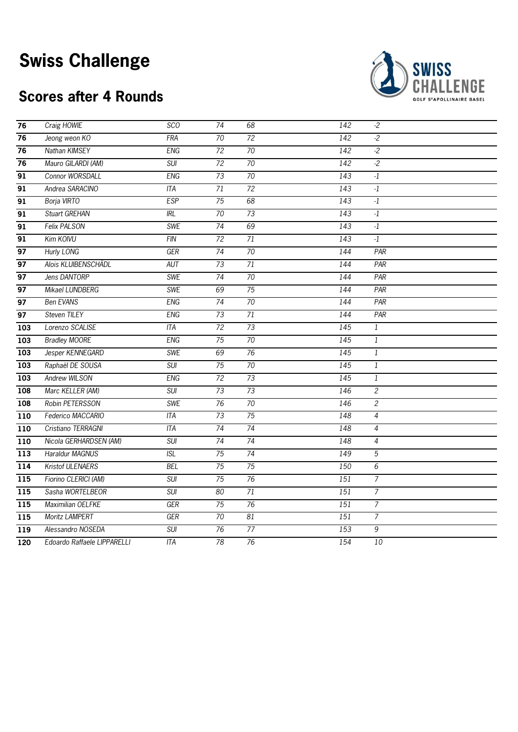# Swiss Challenge

## Scores after 4 Rounds

| | | | | | | |
|---|---|---|---|---|---|---|
| **76** | Craig HOWIE | SCO | 74 | 68 | 142 | -2 |
| **76** | Jeong weon KO | FRA | 70 | 72 | 142 | -2 |
| **76** | Nathan KIMSEY | ENG | 72 | 70 | 142 | -2 |
| **76** | Mauro GILARDI (AM) | SUI | 72 | 70 | 142 | -2 |
| **91** | Connor WORSDALL | ENG | 73 | 70 | 143 | -1 |
| **91** | Andrea SARACINO | ITA | 71 | 72 | 143 | -1 |
| **91** | Borja VIRTO | ESP | 75 | 68 | 143 | -1 |
| **91** | Stuart GREHAN | IRL | 70 | 73 | 143 | -1 |
| **91** | Felix PALSON | SWE | 74 | 69 | 143 | -1 |
| **91** | Kim KOIVU | FIN | 72 | 71 | 143 | -1 |
| **97** | Hurly LONG | GER | 74 | 70 | 144 | PAR |
| **97** | Alois KLUIBENSCHÄDL | AUT | 73 | 71 | 144 | PAR |
| **97** | Jens DANTORP | SWE | 74 | 70 | 144 | PAR |
| **97** | Mikael LUNDBERG | SWE | 69 | 75 | 144 | PAR |
| **97** | Ben EVANS | ENG | 74 | 70 | 144 | PAR |
| **97** | Steven TILEY | ENG | 73 | 71 | 144 | PAR |
| **103** | Lorenzo SCALISE | ITA | 72 | 73 | 145 | 1 |
| **103** | Bradley MOORE | ENG | 75 | 70 | 145 | 1 |
| **103** | Jesper KENNEGARD | SWE | 69 | 76 | 145 | 1 |
| **103** | Raphaël DE SOUSA | SUI | 75 | 70 | 145 | 1 |
| **103** | Andrew WILSON | ENG | 72 | 73 | 145 | 1 |
| **108** | Marc KELLER (AM) | SUI | 73 | 73 | 146 | 2 |
| **108** | Robin PETERSSON | SWE | 76 | 70 | 146 | 2 |
| **110** | Federico MACCARIO | ITA | 73 | 75 | 148 | 4 |
| **110** | Cristiano TERRAGNI | ITA | 74 | 74 | 148 | 4 |
| **110** | Nicola GERHARDSEN (AM) | SUI | 74 | 74 | 148 | 4 |
| **113** | Haraldur MAGNUS | ISL | 75 | 74 | 149 | 5 |
| **114** | Kristof ULENAERS | BEL | 75 | 75 | 150 | 6 |
| **115** | Fiorino CLERICI (AM) | SUI | 75 | 76 | 151 | 7 |
| **115** | Sasha WORTELBEOR | SUI | 80 | 71 | 151 | 7 |
| **115** | Maximilian OELFKE | GER | 75 | 76 | 151 | 7 |
| **115** | Moritz LAMPERT | GER | 70 | 81 | 151 | 7 |
| **119** | Alessandro NOSEDA | SUI | 76 | 77 | 153 | 9 |
| **120** | Edoardo Raffaele LIPPARELLI | ITA | 78 | 76 | 154 | 10 |